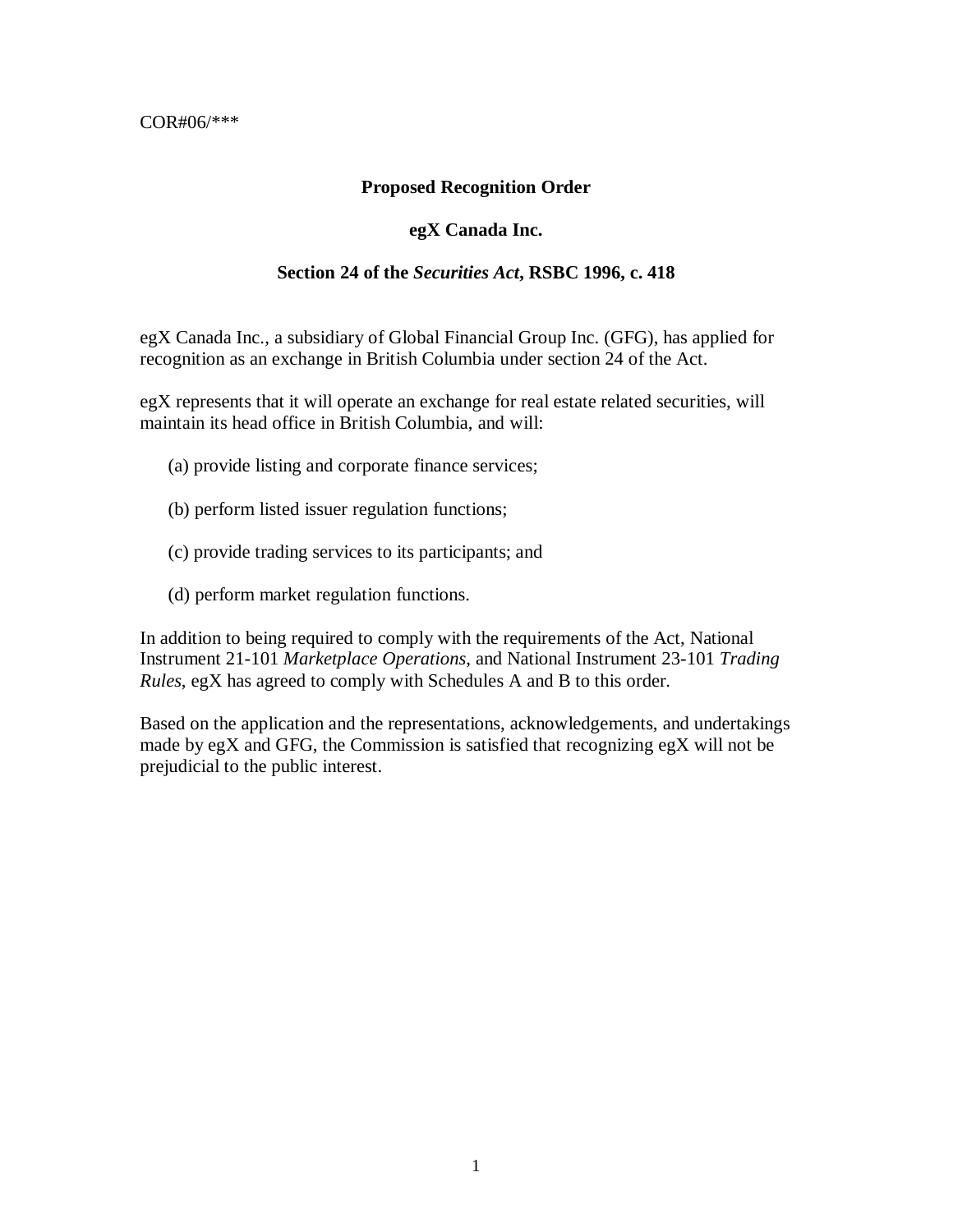COR#06/***

**Proposed Recognition Order**

**egX Canada Inc.**

**Section 24 of the *Securities Act*, RSBC 1996, c. 418**

egX Canada Inc., a subsidiary of Global Financial Group Inc. (GFG), has applied for recognition as an exchange in British Columbia under section 24 of the Act.

egX represents that it will operate an exchange for real estate related securities, will maintain its head office in British Columbia, and will:

(a) provide listing and corporate finance services;

(b) perform listed issuer regulation functions;

(c) provide trading services to its participants; and

(d) perform market regulation functions.

In addition to being required to comply with the requirements of the Act, National Instrument 21-101 *Marketplace Operations*, and National Instrument 23-101 *Trading Rules*, egX has agreed to comply with Schedules A and B to this order.

Based on the application and the representations, acknowledgements, and undertakings made by egX and GFG, the Commission is satisfied that recognizing egX will not be prejudicial to the public interest.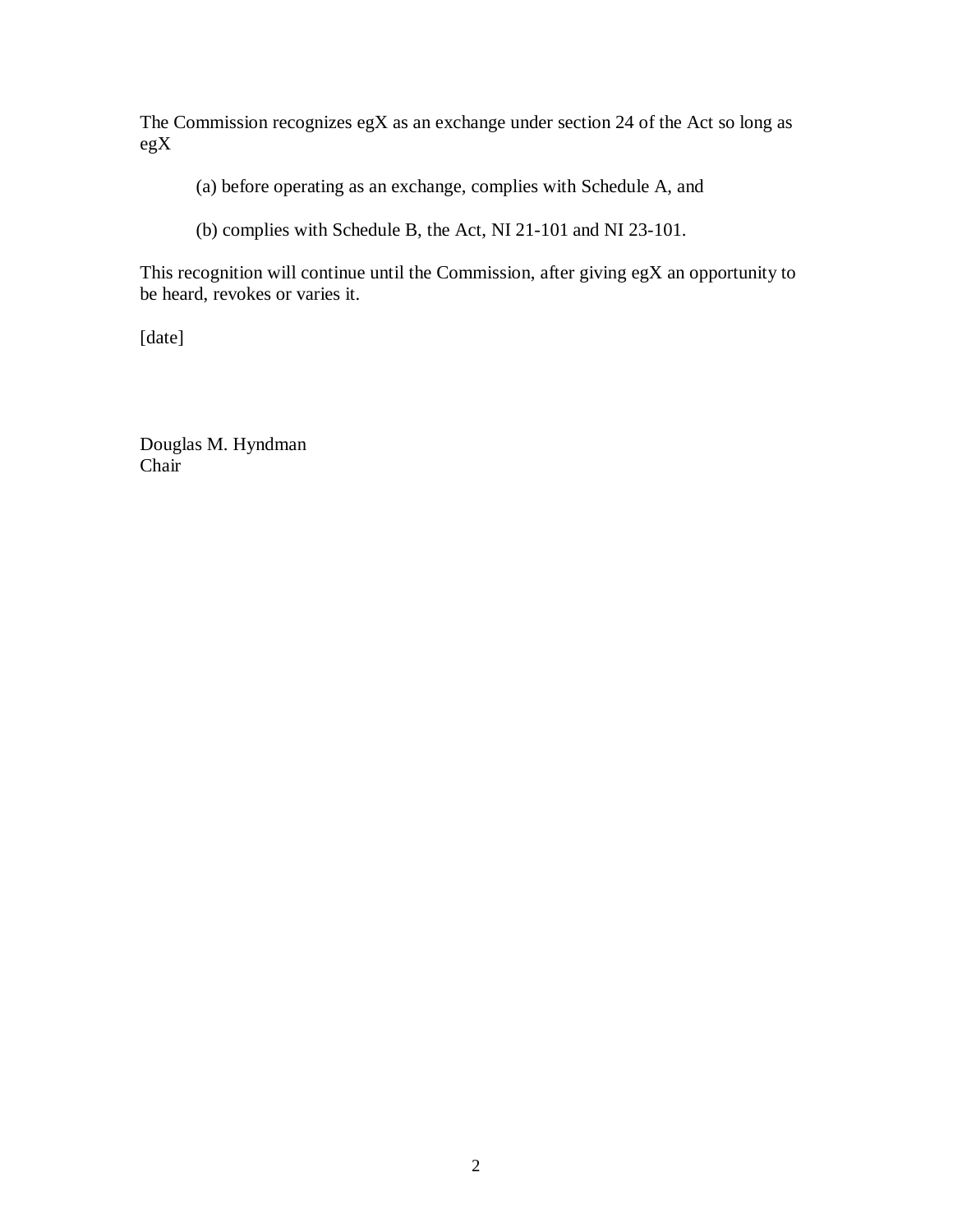The Commission recognizes egX as an exchange under section 24 of the Act so long as egX

(a) before operating as an exchange, complies with Schedule A, and

(b) complies with Schedule B, the Act, NI 21-101 and NI 23-101.

This recognition will continue until the Commission, after giving egX an opportunity to be heard, revokes or varies it.

[date]

Douglas M. Hyndman
Chair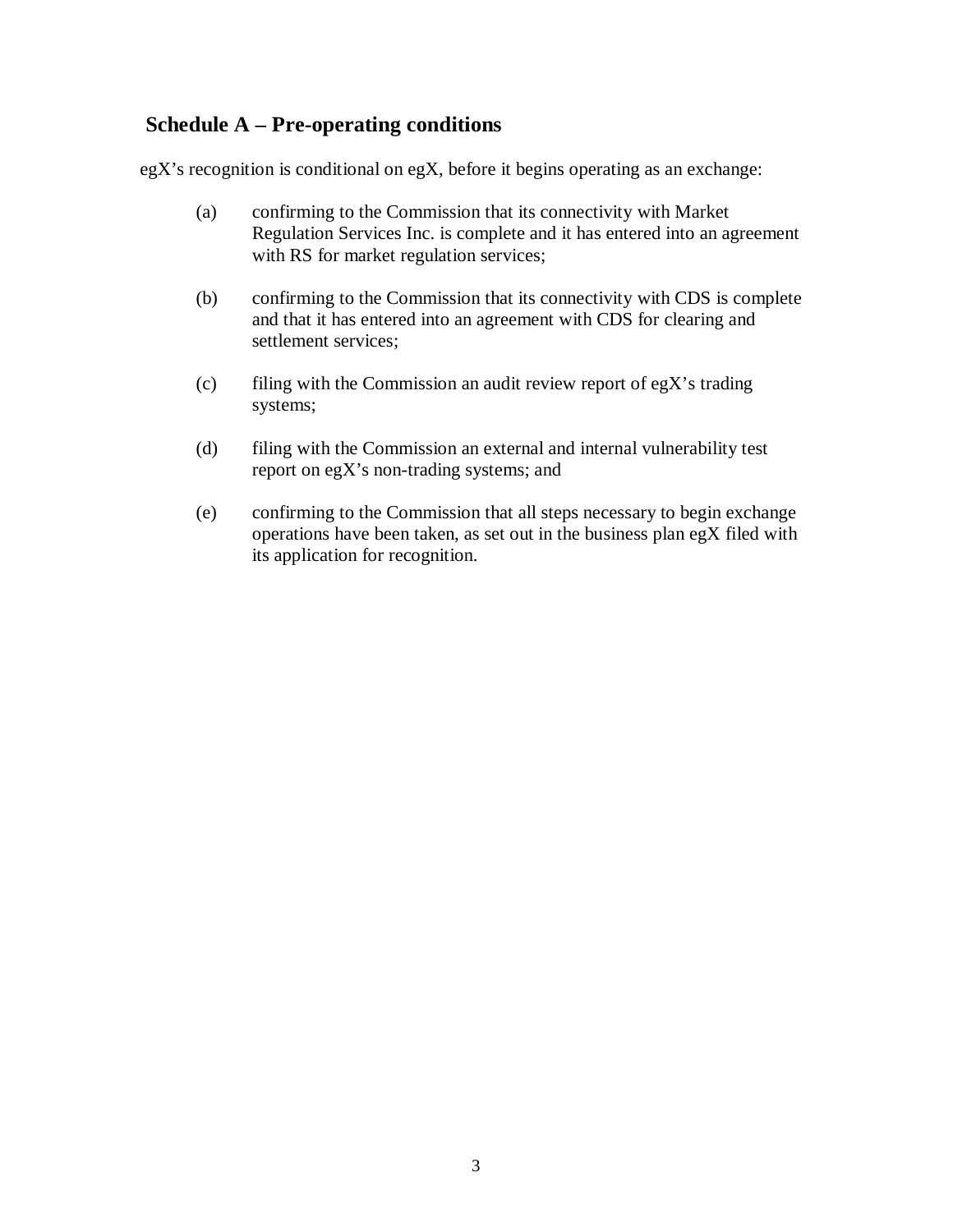## Schedule A – Pre-operating conditions

egX's recognition is conditional on egX, before it begins operating as an exchange:

(a) confirming to the Commission that its connectivity with Market Regulation Services Inc. is complete and it has entered into an agreement with RS for market regulation services;

(b) confirming to the Commission that its connectivity with CDS is complete and that it has entered into an agreement with CDS for clearing and settlement services;

(c) filing with the Commission an audit review report of egX's trading systems;

(d) filing with the Commission an external and internal vulnerability test report on egX's non-trading systems; and

(e) confirming to the Commission that all steps necessary to begin exchange operations have been taken, as set out in the business plan egX filed with its application for recognition.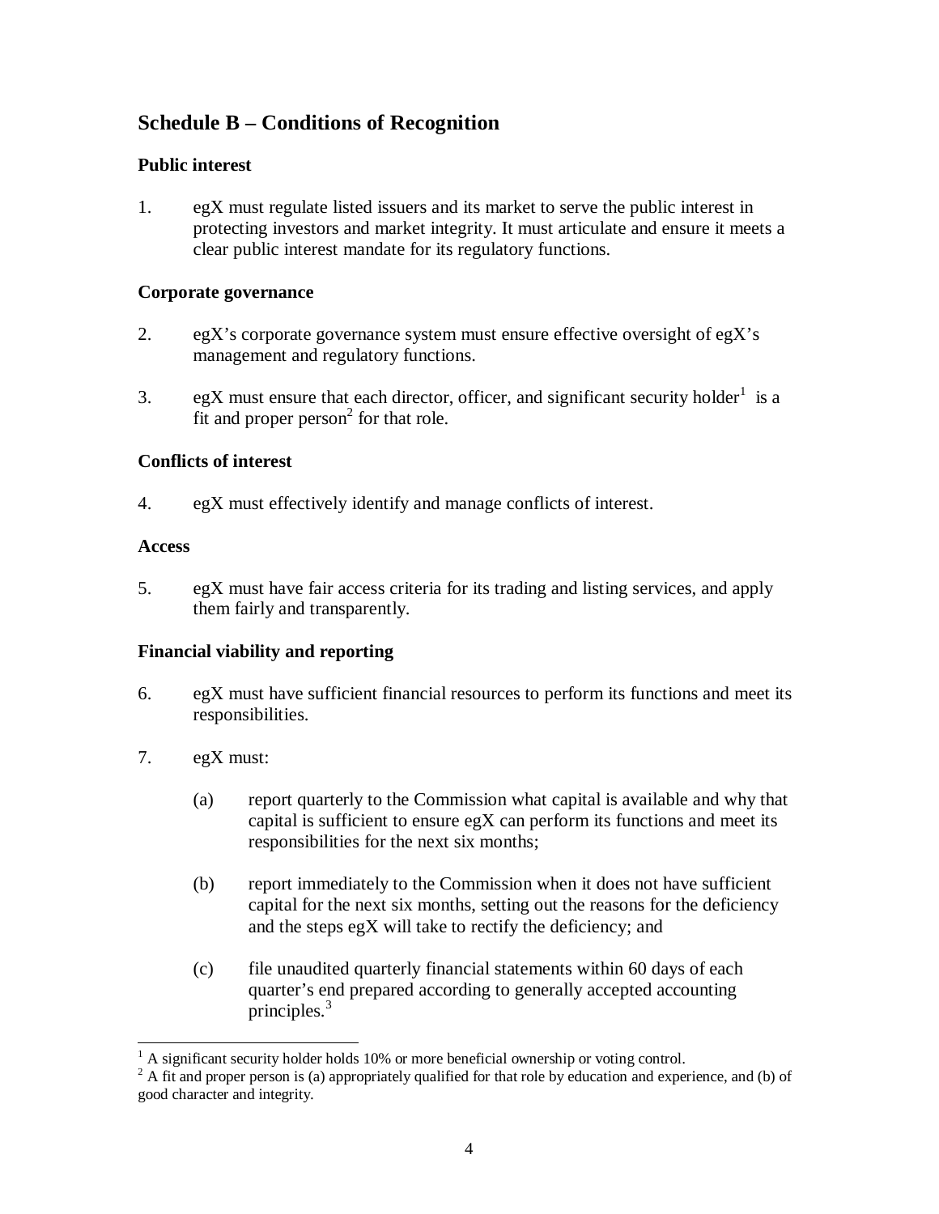## Schedule B – Conditions of Recognition

### Public interest

1. egX must regulate listed issuers and its market to serve the public interest in protecting investors and market integrity. It must articulate and ensure it meets a clear public interest mandate for its regulatory functions.

### Corporate governance

2. egX's corporate governance system must ensure effective oversight of egX's management and regulatory functions.

3. egX must ensure that each director, officer, and significant security holder[1] is a fit and proper person[2] for that role.

### Conflicts of interest

4. egX must effectively identify and manage conflicts of interest.

### Access

5. egX must have fair access criteria for its trading and listing services, and apply them fairly and transparently.

### Financial viability and reporting

6. egX must have sufficient financial resources to perform its functions and meet its responsibilities.

7. egX must:

   (a) report quarterly to the Commission what capital is available and why that capital is sufficient to ensure egX can perform its functions and meet its responsibilities for the next six months;

   (b) report immediately to the Commission when it does not have sufficient capital for the next six months, setting out the reasons for the deficiency and the steps egX will take to rectify the deficiency; and

   (c) file unaudited quarterly financial statements within 60 days of each quarter's end prepared according to generally accepted accounting principles.[3]

---

[1] A significant security holder holds 10% or more beneficial ownership or voting control.

[2] A fit and proper person is (a) appropriately qualified for that role by education and experience, and (b) of good character and integrity.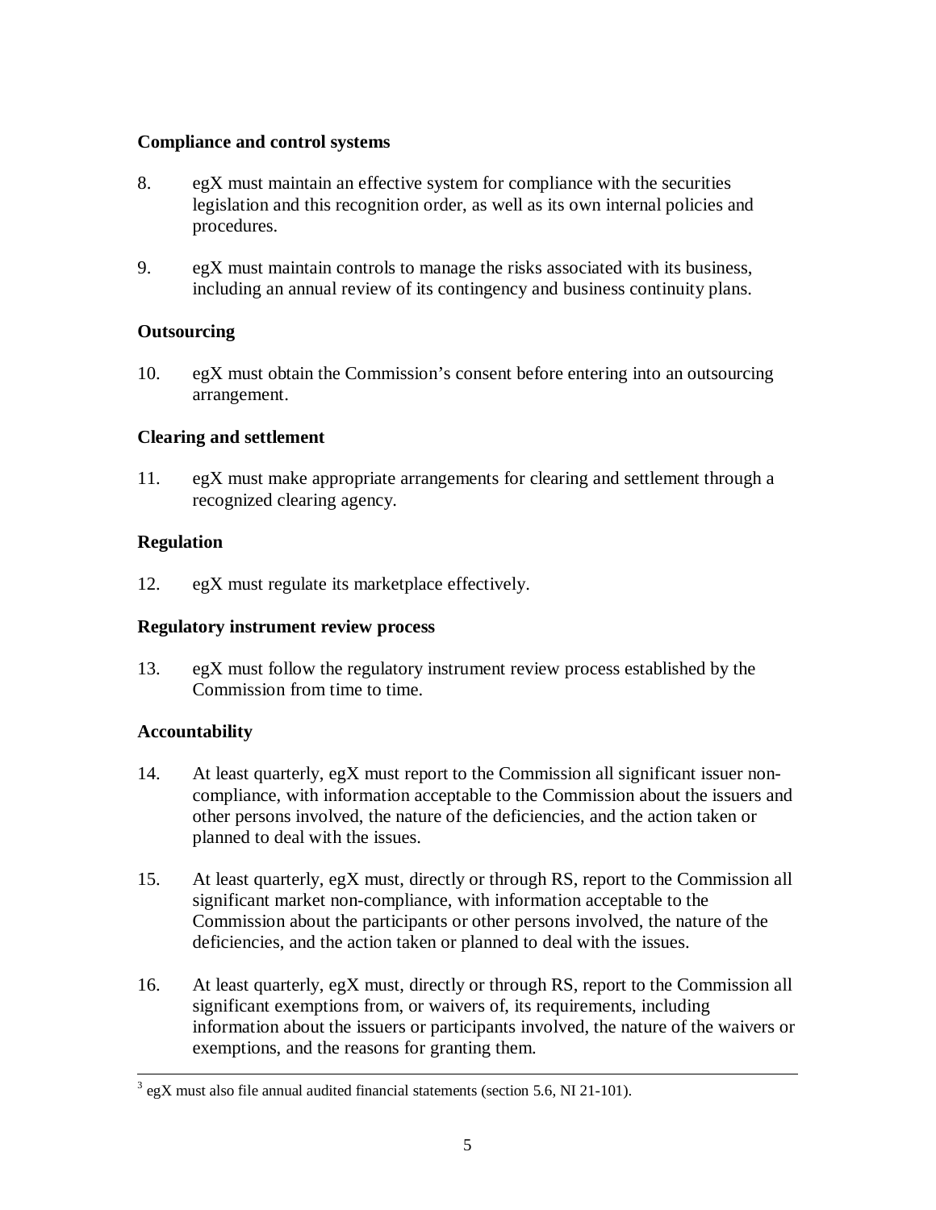**Compliance and control systems**

8. egX must maintain an effective system for compliance with the securities legislation and this recognition order, as well as its own internal policies and procedures.

9. egX must maintain controls to manage the risks associated with its business, including an annual review of its contingency and business continuity plans.

**Outsourcing**

10. egX must obtain the Commission's consent before entering into an outsourcing arrangement.

**Clearing and settlement**

11. egX must make appropriate arrangements for clearing and settlement through a recognized clearing agency.

**Regulation**

12. egX must regulate its marketplace effectively.

**Regulatory instrument review process**

13. egX must follow the regulatory instrument review process established by the Commission from time to time.

**Accountability**

14. At least quarterly, egX must report to the Commission all significant issuer non-compliance, with information acceptable to the Commission about the issuers and other persons involved, the nature of the deficiencies, and the action taken or planned to deal with the issues.

15. At least quarterly, egX must, directly or through RS, report to the Commission all significant market non-compliance, with information acceptable to the Commission about the participants or other persons involved, the nature of the deficiencies, and the action taken or planned to deal with the issues.

16. At least quarterly, egX must, directly or through RS, report to the Commission all significant exemptions from, or waivers of, its requirements, including information about the issuers or participants involved, the nature of the waivers or exemptions, and the reasons for granting them.

---

[3] egX must also file annual audited financial statements (section 5.6, NI 21-101).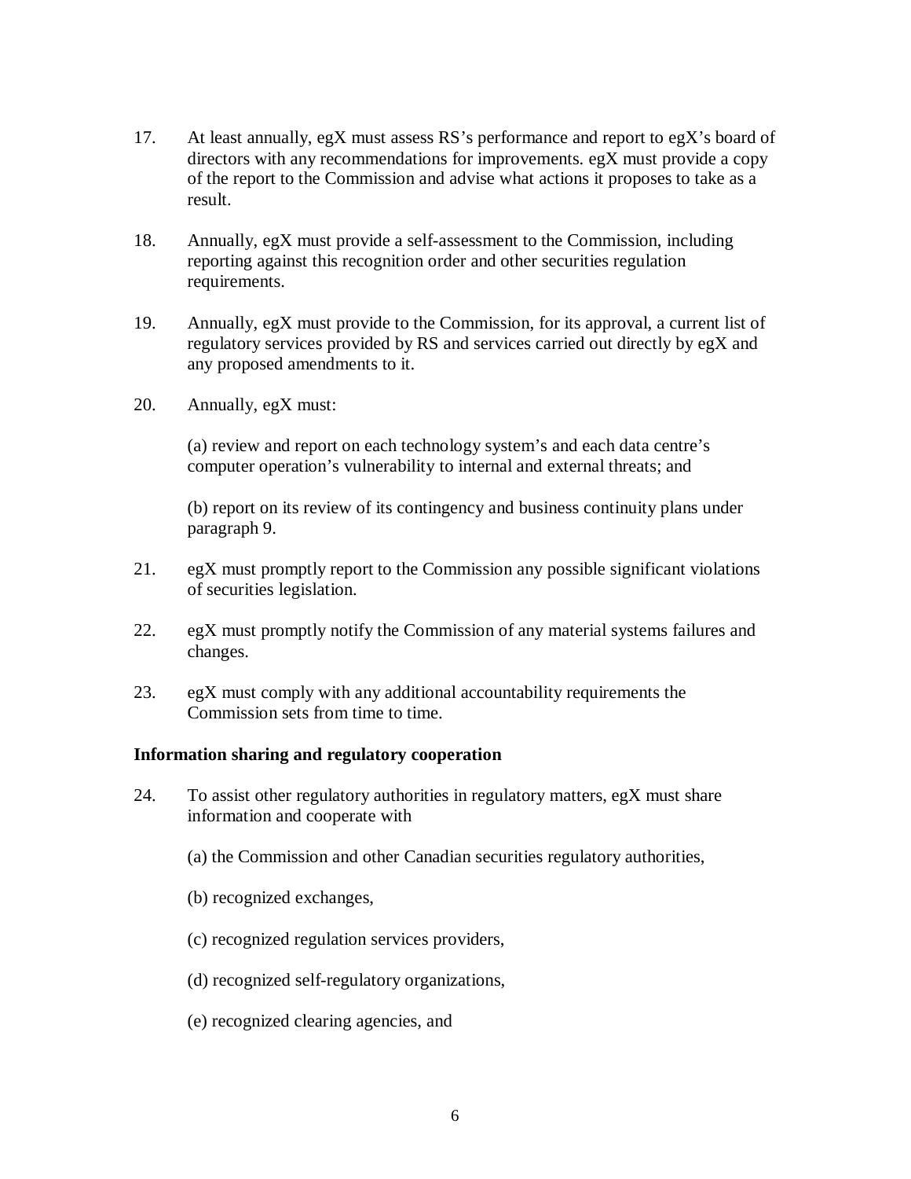17. At least annually, egX must assess RS's performance and report to egX's board of directors with any recommendations for improvements. egX must provide a copy of the report to the Commission and advise what actions it proposes to take as a result.

18. Annually, egX must provide a self-assessment to the Commission, including reporting against this recognition order and other securities regulation requirements.

19. Annually, egX must provide to the Commission, for its approval, a current list of regulatory services provided by RS and services carried out directly by egX and any proposed amendments to it.

20. Annually, egX must:

    (a) review and report on each technology system's and each data centre's computer operation's vulnerability to internal and external threats; and

    (b) report on its review of its contingency and business continuity plans under paragraph 9.

21. egX must promptly report to the Commission any possible significant violations of securities legislation.

22. egX must promptly notify the Commission of any material systems failures and changes.

23. egX must comply with any additional accountability requirements the Commission sets from time to time.

**Information sharing and regulatory cooperation**

24. To assist other regulatory authorities in regulatory matters, egX must share information and cooperate with

    (a) the Commission and other Canadian securities regulatory authorities,

    (b) recognized exchanges,

    (c) recognized regulation services providers,

    (d) recognized self-regulatory organizations,

    (e) recognized clearing agencies, and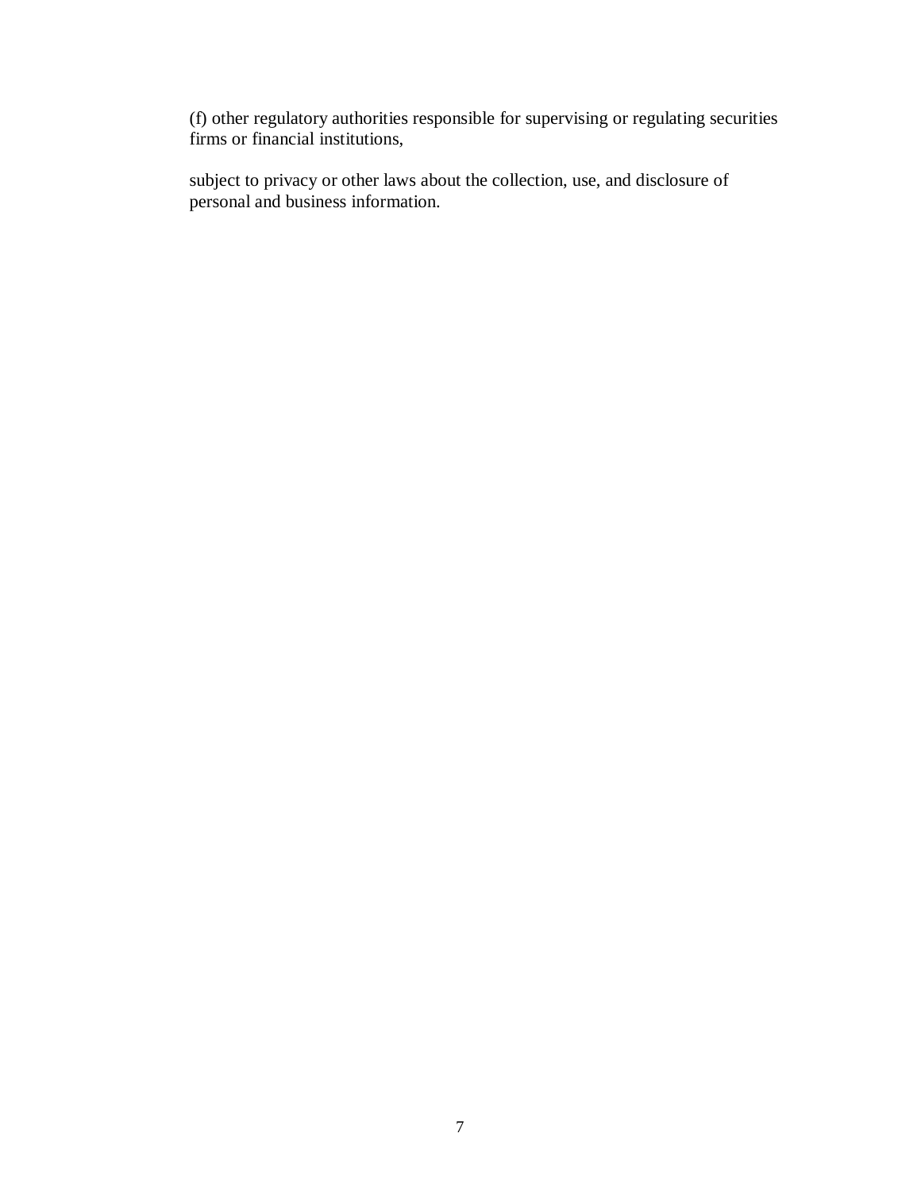(f) other regulatory authorities responsible for supervising or regulating securities firms or financial institutions,

subject to privacy or other laws about the collection, use, and disclosure of personal and business information.